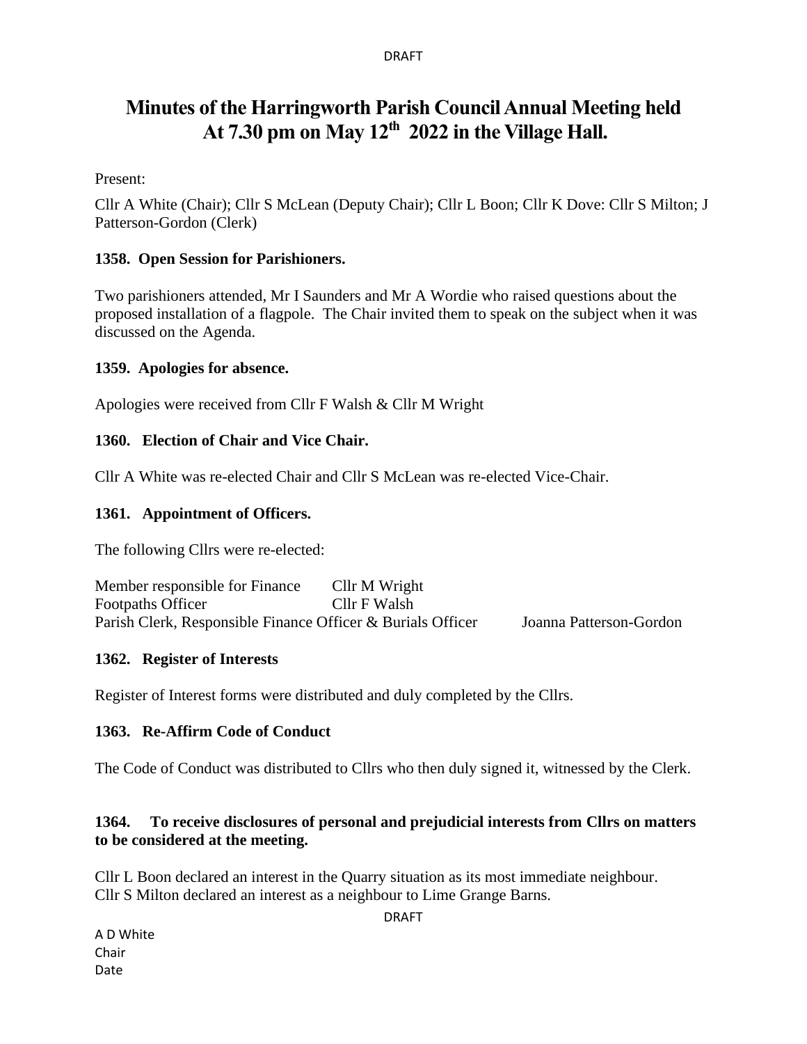# Minutes of the Harringworth Parish Council Annual Meeting held At 7.30 pm on May 12th 2022 in the Village Hall.

Present:

Cllr A White (Chair); Cllr S McLean (Deputy Chair); Cllr L Boon; Cllr K Dove: Cllr S Milton; J Patterson-Gordon (Clerk)

### 1358. Open Session for Parishioners.

Two parishioners attended, Mr I Saunders and Mr A Wordie who raised questions about the proposed installation of a flagpole. The Chair invited them to speak on the subject when it was discussed on the Agenda.

### 1359. Apologies for absence.

Apologies were received from Cllr F Walsh & Cllr M Wright

### 1360. Election of Chair and Vice Chair.

Cllr A White was re-elected Chair and Cllr S McLean was re-elected Vice-Chair.

### 1361. Appointment of Officers.

The following Cllrs were re-elected:

| | |
|---|---|
| Member responsible for Finance | Cllr M Wright |
| Footpaths Officer | Cllr F Walsh |
| Parish Clerk, Responsible Finance Officer & Burials Officer | Joanna Patterson-Gordon |

### 1362. Register of Interests

Register of Interest forms were distributed and duly completed by the Cllrs.

### 1363. Re-Affirm Code of Conduct

The Code of Conduct was distributed to Cllrs who then duly signed it, witnessed by the Clerk.

### 1364. To receive disclosures of personal and prejudicial interests from Cllrs on matters to be considered at the meeting.

Cllr L Boon declared an interest in the Quarry situation as its most immediate neighbour.
Cllr S Milton declared an interest as a neighbour to Lime Grange Barns.

A D White
Chair
Date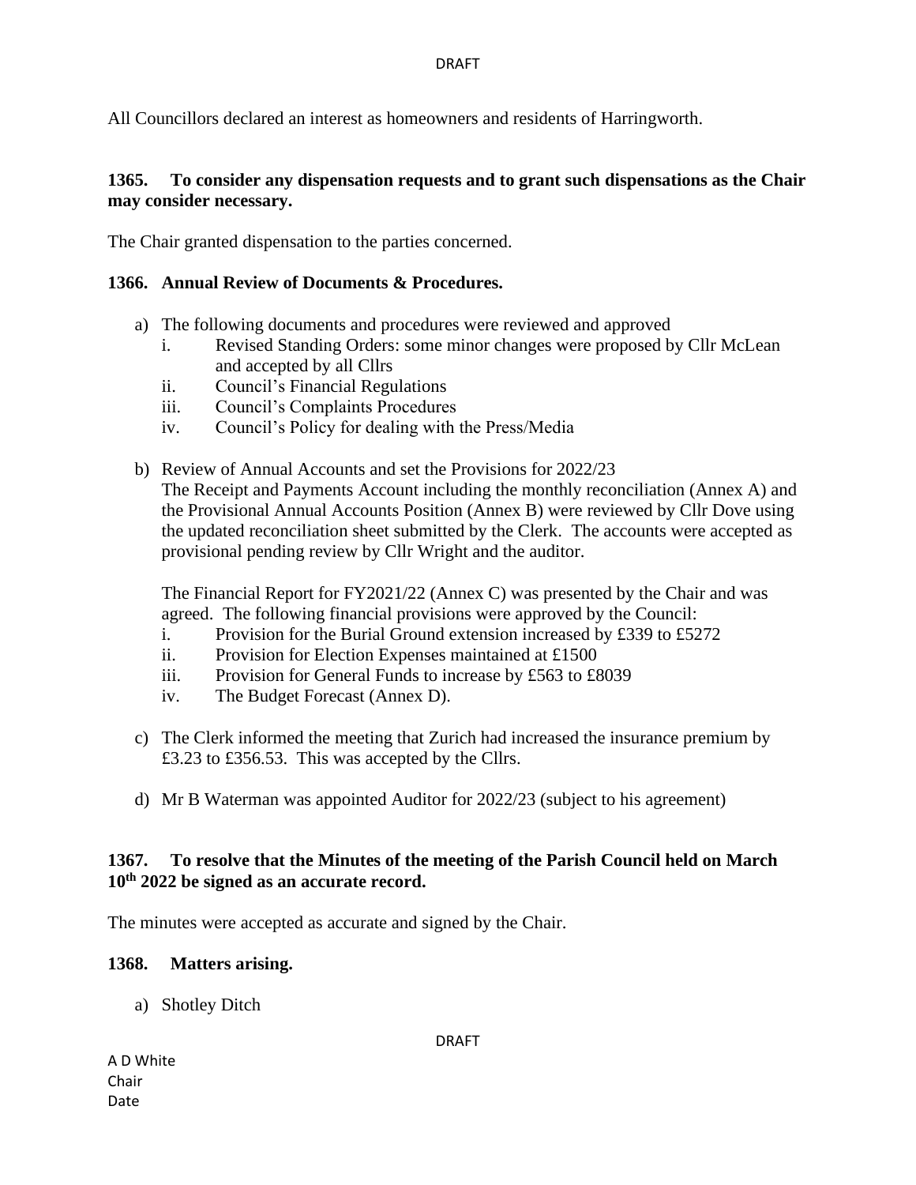All Councillors declared an interest as homeowners and residents of Harringworth.

**1365. To consider any dispensation requests and to grant such dispensations as the Chair may consider necessary.**

The Chair granted dispensation to the parties concerned.

**1366. Annual Review of Documents & Procedures.**

a) The following documents and procedures were reviewed and approved
   i. Revised Standing Orders: some minor changes were proposed by Cllr McLean and accepted by all Cllrs
   ii. Council's Financial Regulations
   iii. Council's Complaints Procedures
   iv. Council's Policy for dealing with the Press/Media

b) Review of Annual Accounts and set the Provisions for 2022/23
   The Receipt and Payments Account including the monthly reconciliation (Annex A) and the Provisional Annual Accounts Position (Annex B) were reviewed by Cllr Dove using the updated reconciliation sheet submitted by the Clerk. The accounts were accepted as provisional pending review by Cllr Wright and the auditor.

   The Financial Report for FY2021/22 (Annex C) was presented by the Chair and was agreed. The following financial provisions were approved by the Council:
   i. Provision for the Burial Ground extension increased by £339 to £5272
   ii. Provision for Election Expenses maintained at £1500
   iii. Provision for General Funds to increase by £563 to £8039
   iv. The Budget Forecast (Annex D).

c) The Clerk informed the meeting that Zurich had increased the insurance premium by £3.23 to £356.53. This was accepted by the Cllrs.

d) Mr B Waterman was appointed Auditor for 2022/23 (subject to his agreement)

**1367. To resolve that the Minutes of the meeting of the Parish Council held on March 10th 2022 be signed as an accurate record.**

The minutes were accepted as accurate and signed by the Chair.

**1368. Matters arising.**

a) Shotley Ditch

A D White
Chair
Date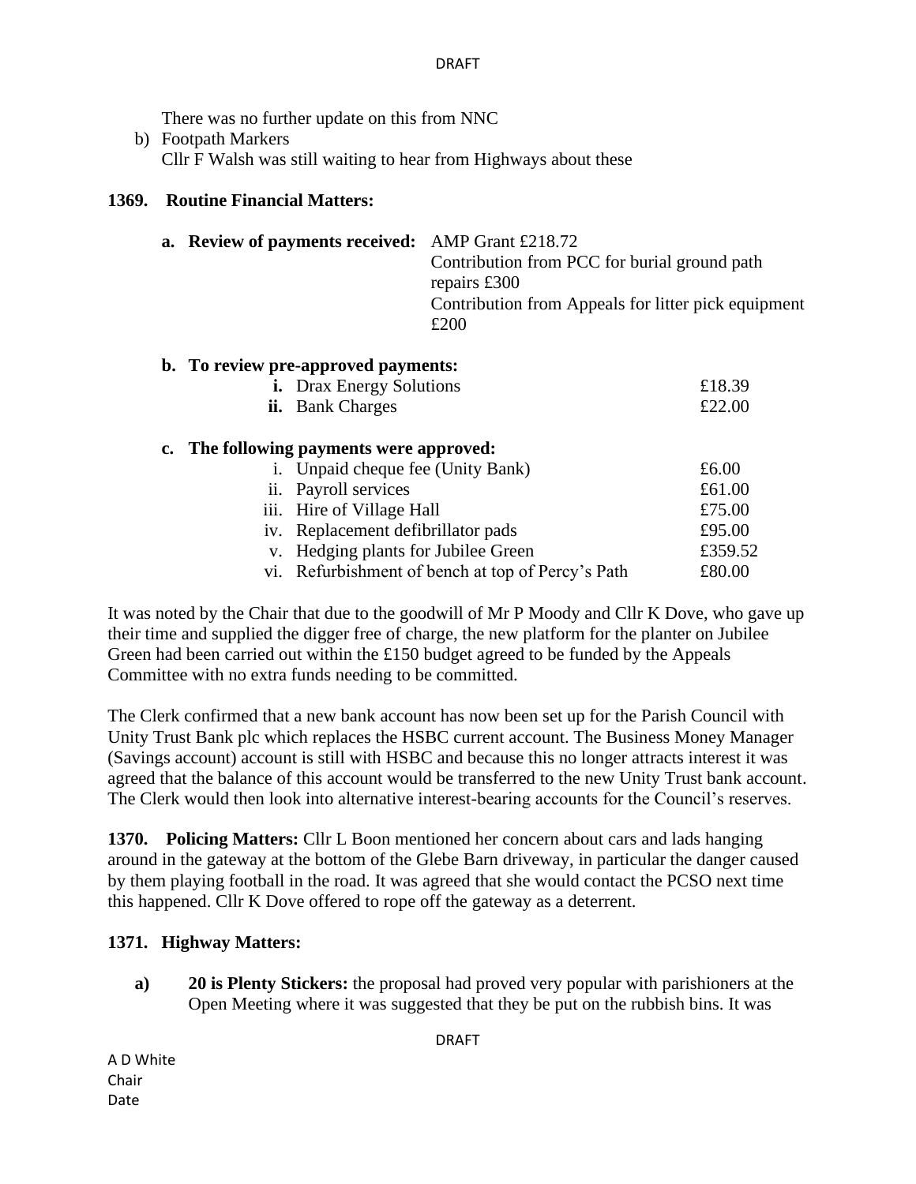There was no further update on this from NNC

b) Footpath Markers
   Cllr F Walsh was still waiting to hear from Highways about these

**1369. Routine Financial Matters:**

**a. Review of payments received:** AMP Grant £218.72
Contribution from PCC for burial ground path repairs £300
Contribution from Appeals for litter pick equipment £200

**b. To review pre-approved payments:**

| | | |
|---|---|---|
| **i.** | Drax Energy Solutions | £18.39 |
| **ii.** | Bank Charges | £22.00 |

**c. The following payments were approved:**

| | | |
|---|---|---|
| i. | Unpaid cheque fee (Unity Bank) | £6.00 |
| ii. | Payroll services | £61.00 |
| iii. | Hire of Village Hall | £75.00 |
| iv. | Replacement defibrillator pads | £95.00 |
| v. | Hedging plants for Jubilee Green | £359.52 |
| vi. | Refurbishment of bench at top of Percy's Path | £80.00 |

It was noted by the Chair that due to the goodwill of Mr P Moody and Cllr K Dove, who gave up their time and supplied the digger free of charge, the new platform for the planter on Jubilee Green had been carried out within the £150 budget agreed to be funded by the Appeals Committee with no extra funds needing to be committed.

The Clerk confirmed that a new bank account has now been set up for the Parish Council with Unity Trust Bank plc which replaces the HSBC current account. The Business Money Manager (Savings account) account is still with HSBC and because this no longer attracts interest it was agreed that the balance of this account would be transferred to the new Unity Trust bank account. The Clerk would then look into alternative interest-bearing accounts for the Council's reserves.

**1370. Policing Matters:** Cllr L Boon mentioned her concern about cars and lads hanging around in the gateway at the bottom of the Glebe Barn driveway, in particular the danger caused by them playing football in the road. It was agreed that she would contact the PCSO next time this happened. Cllr K Dove offered to rope off the gateway as a deterrent.

**1371. Highway Matters:**

**a) 20 is Plenty Stickers:** the proposal had proved very popular with parishioners at the Open Meeting where it was suggested that they be put on the rubbish bins. It was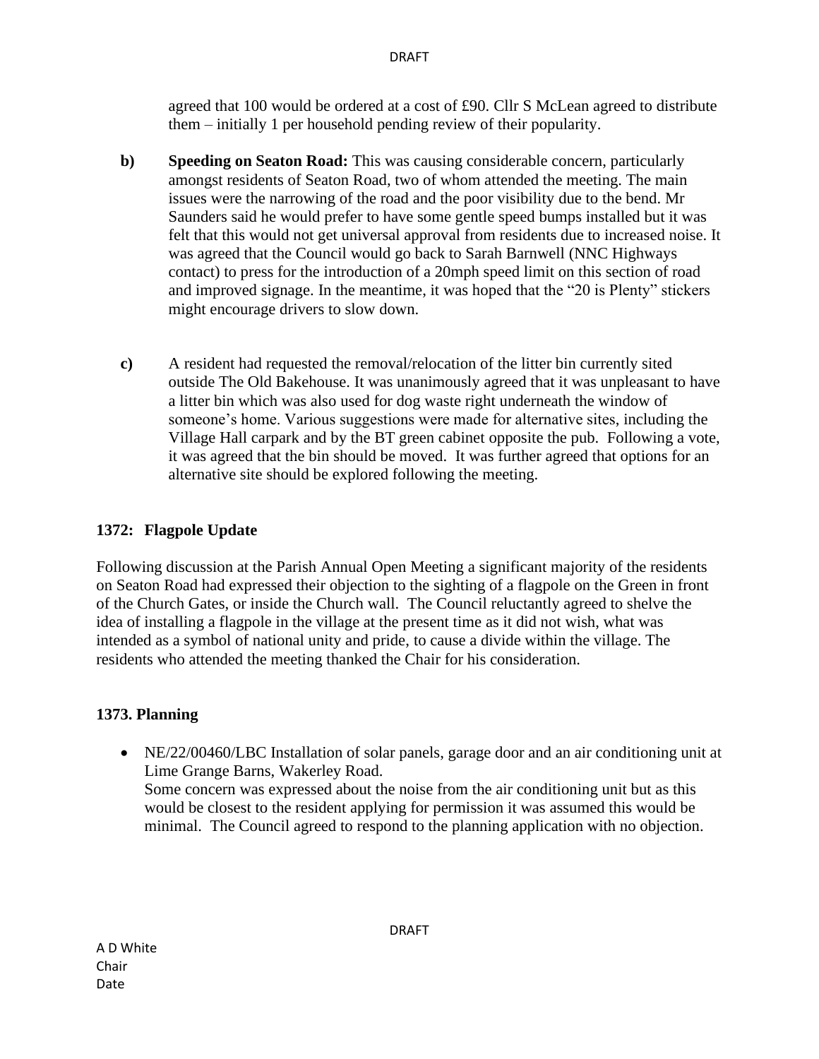agreed that 100 would be ordered at a cost of £90. Cllr S McLean agreed to distribute them – initially 1 per household pending review of their popularity.

**b)** **Speeding on Seaton Road:** This was causing considerable concern, particularly amongst residents of Seaton Road, two of whom attended the meeting. The main issues were the narrowing of the road and the poor visibility due to the bend. Mr Saunders said he would prefer to have some gentle speed bumps installed but it was felt that this would not get universal approval from residents due to increased noise. It was agreed that the Council would go back to Sarah Barnwell (NNC Highways contact) to press for the introduction of a 20mph speed limit on this section of road and improved signage. In the meantime, it was hoped that the "20 is Plenty" stickers might encourage drivers to slow down.

**c)** A resident had requested the removal/relocation of the litter bin currently sited outside The Old Bakehouse. It was unanimously agreed that it was unpleasant to have a litter bin which was also used for dog waste right underneath the window of someone's home. Various suggestions were made for alternative sites, including the Village Hall carpark and by the BT green cabinet opposite the pub. Following a vote, it was agreed that the bin should be moved. It was further agreed that options for an alternative site should be explored following the meeting.

**1372: Flagpole Update**

Following discussion at the Parish Annual Open Meeting a significant majority of the residents on Seaton Road had expressed their objection to the sighting of a flagpole on the Green in front of the Church Gates, or inside the Church wall. The Council reluctantly agreed to shelve the idea of installing a flagpole in the village at the present time as it did not wish, what was intended as a symbol of national unity and pride, to cause a divide within the village. The residents who attended the meeting thanked the Chair for his consideration.

**1373. Planning**

- NE/22/00460/LBC Installation of solar panels, garage door and an air conditioning unit at Lime Grange Barns, Wakerley Road.
  Some concern was expressed about the noise from the air conditioning unit but as this would be closest to the resident applying for permission it was assumed this would be minimal. The Council agreed to respond to the planning application with no objection.

A D White
Chair
Date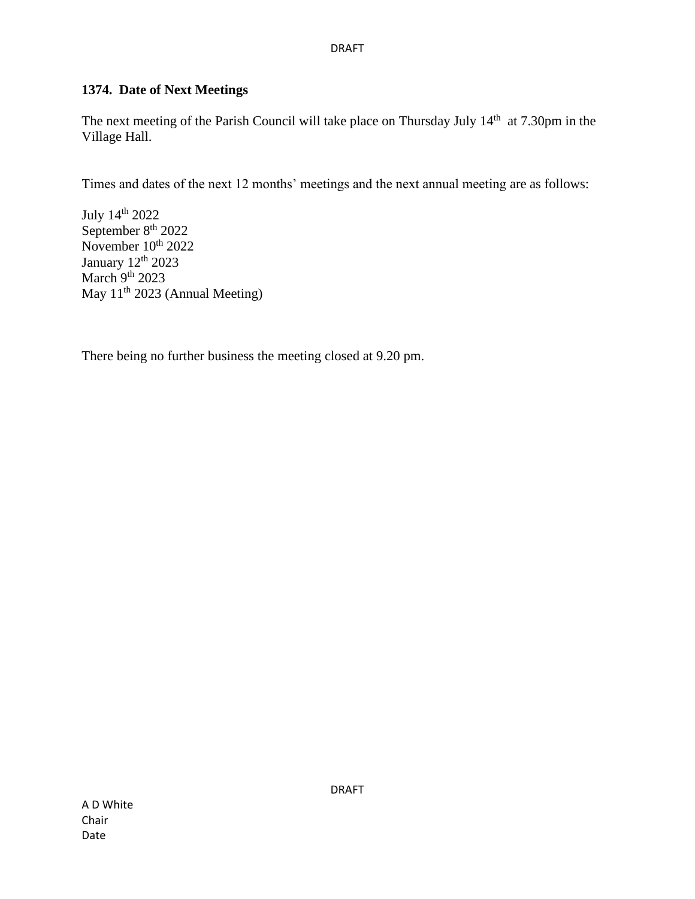### 1374. Date of Next Meetings

The next meeting of the Parish Council will take place on Thursday July 14th at 7.30pm in the Village Hall.

Times and dates of the next 12 months' meetings and the next annual meeting are as follows:

July 14th 2022
September 8th 2022
November 10th 2022
January 12th 2023
March 9th 2023
May 11th 2023 (Annual Meeting)

There being no further business the meeting closed at 9.20 pm.

A D White
Chair
Date